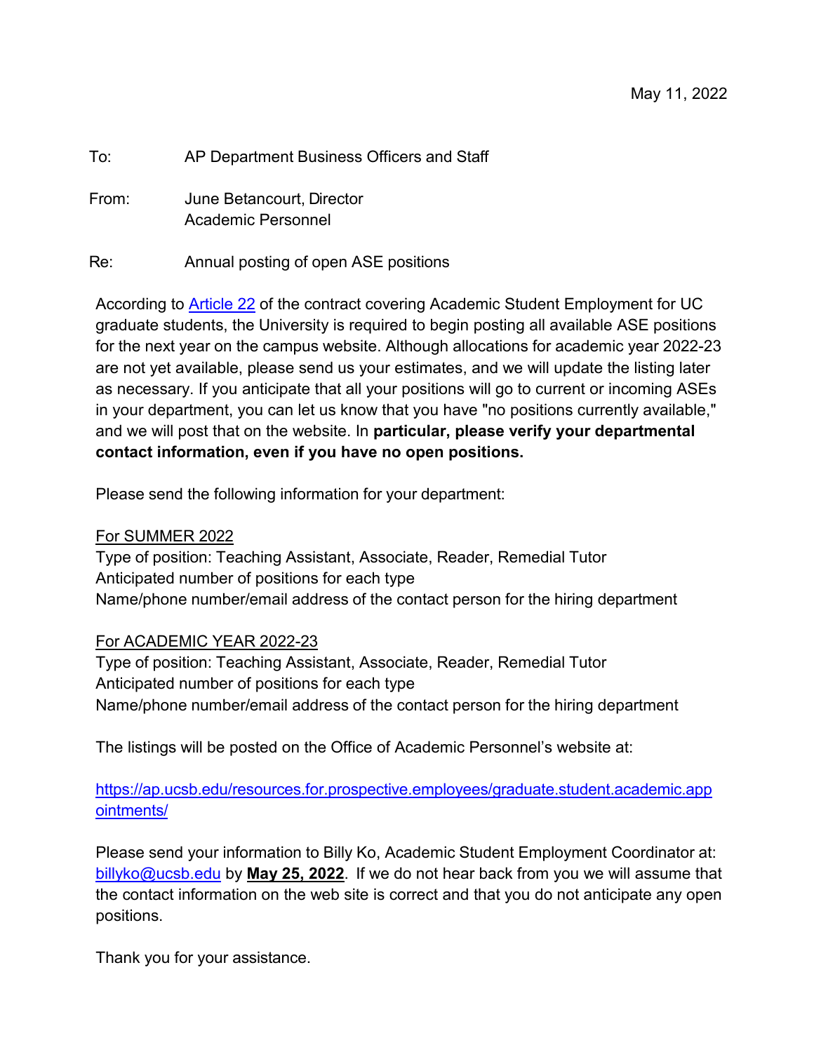May 11, 2022

To: AP Department Business Officers and Staff

From: June Betancourt, Director
Academic Personnel

Re: Annual posting of open ASE positions

According to [Article 22](#) of the contract covering Academic Student Employment for UC graduate students, the University is required to begin posting all available ASE positions for the next year on the campus website. Although allocations for academic year 2022-23 are not yet available, please send us your estimates, and we will update the listing later as necessary. If you anticipate that all your positions will go to current or incoming ASEs in your department, you can let us know that you have "no positions currently available," and we will post that on the website. In **particular, please verify your departmental contact information, even if you have no open positions.**

Please send the following information for your department:

<u>For SUMMER 2022</u>
Type of position: Teaching Assistant, Associate, Reader, Remedial Tutor
Anticipated number of positions for each type
Name/phone number/email address of the contact person for the hiring department

<u>For ACADEMIC YEAR 2022-23</u>
Type of position: Teaching Assistant, Associate, Reader, Remedial Tutor
Anticipated number of positions for each type
Name/phone number/email address of the contact person for the hiring department

The listings will be posted on the Office of Academic Personnel's website at:

https://ap.ucsb.edu/resources.for.prospective.employees/graduate.student.academic.appointments/

Please send your information to Billy Ko, Academic Student Employment Coordinator at: billyko@ucsb.edu by **May 25, 2022**. If we do not hear back from you we will assume that the contact information on the web site is correct and that you do not anticipate any open positions.

Thank you for your assistance.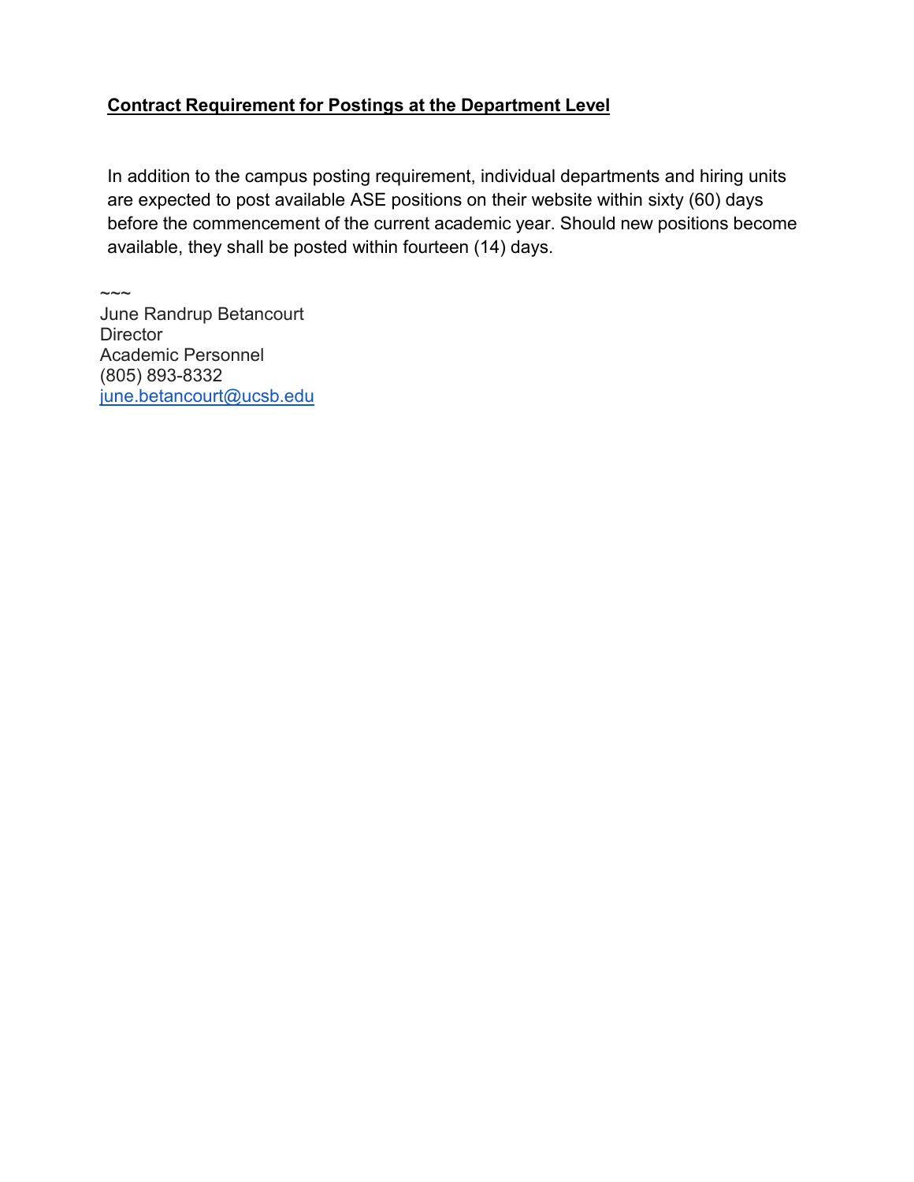**Contract Requirement for Postings at the Department Level**

In addition to the campus posting requirement, individual departments and hiring units are expected to post available ASE positions on their website within sixty (60) days before the commencement of the current academic year. Should new positions become available, they shall be posted within fourteen (14) days.

~~~  
June Randrup Betancourt  
Director  
Academic Personnel  
(805) 893-8332  
june.betancourt@ucsb.edu